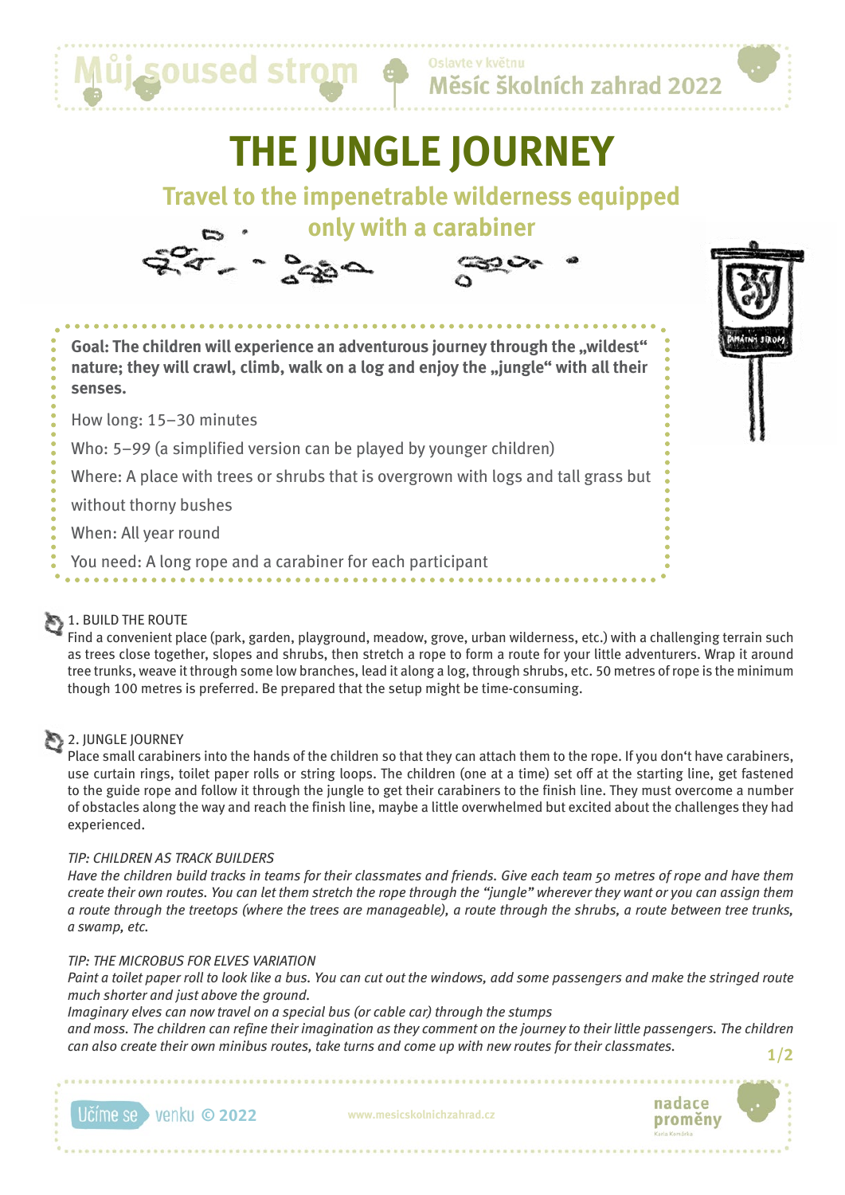# THE JUNGLE JOURNEY

## Travel to the impenetrable wilderness equipped only with a carabiner

**Goal: The children will experience an adventurous journey through the „wildest“ nature; they will crawl, climb, walk on a log and enjoy the „jungle“ with all their senses.**

How long: 15–30 minutes

Who: 5–99 (a simplified version can be played by younger children)

Where: A place with trees or shrubs that is overgrown with logs and tall grass but without thorny bushes

When: All year round

You need: A long rope and a carabiner for each participant

### 1. BUILD THE ROUTE

Find a convenient place (park, garden, playground, meadow, grove, urban wilderness, etc.) with a challenging terrain such as trees close together, slopes and shrubs, then stretch a rope to form a route for your little adventurers. Wrap it around tree trunks, weave it through some low branches, lead it along a log, through shrubs, etc. 50 metres of rope is the minimum though 100 metres is preferred. Be prepared that the setup might be time-consuming.

### 2. JUNGLE JOURNEY

Place small carabiners into the hands of the children so that they can attach them to the rope. If you don‘t have carabiners, use curtain rings, toilet paper rolls or string loops. The children (one at a time) set off at the starting line, get fastened to the guide rope and follow it through the jungle to get their carabiners to the finish line. They must overcome a number of obstacles along the way and reach the finish line, maybe a little overwhelmed but excited about the challenges they had experienced.

*TIP: CHILDREN AS TRACK BUILDERS*

*Have the children build tracks in teams for their classmates and friends. Give each team 50 metres of rope and have them create their own routes. You can let them stretch the rope through the “jungle” wherever they want or you can assign them a route through the treetops (where the trees are manageable), a route through the shrubs, a route between tree trunks, a swamp, etc.*

*TIP: THE MICROBUS FOR ELVES VARIATION*

*Paint a toilet paper roll to look like a bus. You can cut out the windows, add some passengers and make the stringed route much shorter and just above the ground.*

*Imaginary elves can now travel on a special bus (or cable car) through the stumps and moss. The children can refine their imagination as they comment on the journey to their little passengers. The children can also create their own minibus routes, take turns and come up with new routes for their classmates.*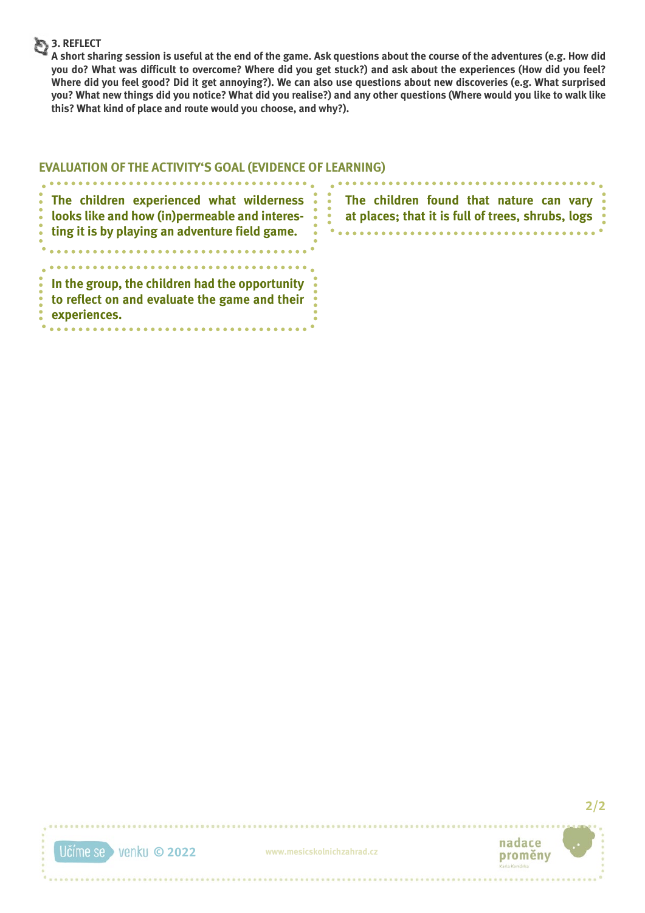### 3. REFLECT

**A short sharing session is useful at the end of the game. Ask questions about the course of the adventures (e.g. How did you do? What was difficult to overcome? Where did you get stuck?) and ask about the experiences (How did you feel? Where did you feel good? Did it get annoying?). We can also use questions about new discoveries (e.g. What surprised you? What new things did you notice? What did you realise?) and any other questions (Where would you like to walk like this? What kind of place and route would you choose, and why?).**

## EVALUATION OF THE ACTIVITY'S GOAL (EVIDENCE OF LEARNING)

**The children experienced what wilderness looks like and how (in)permeable and interesting it is by playing an adventure field game.**

**The children found that nature can vary at places; that it is full of trees, shrubs, logs**

**In the group, the children had the opportunity to reflect on and evaluate the game and their experiences.**